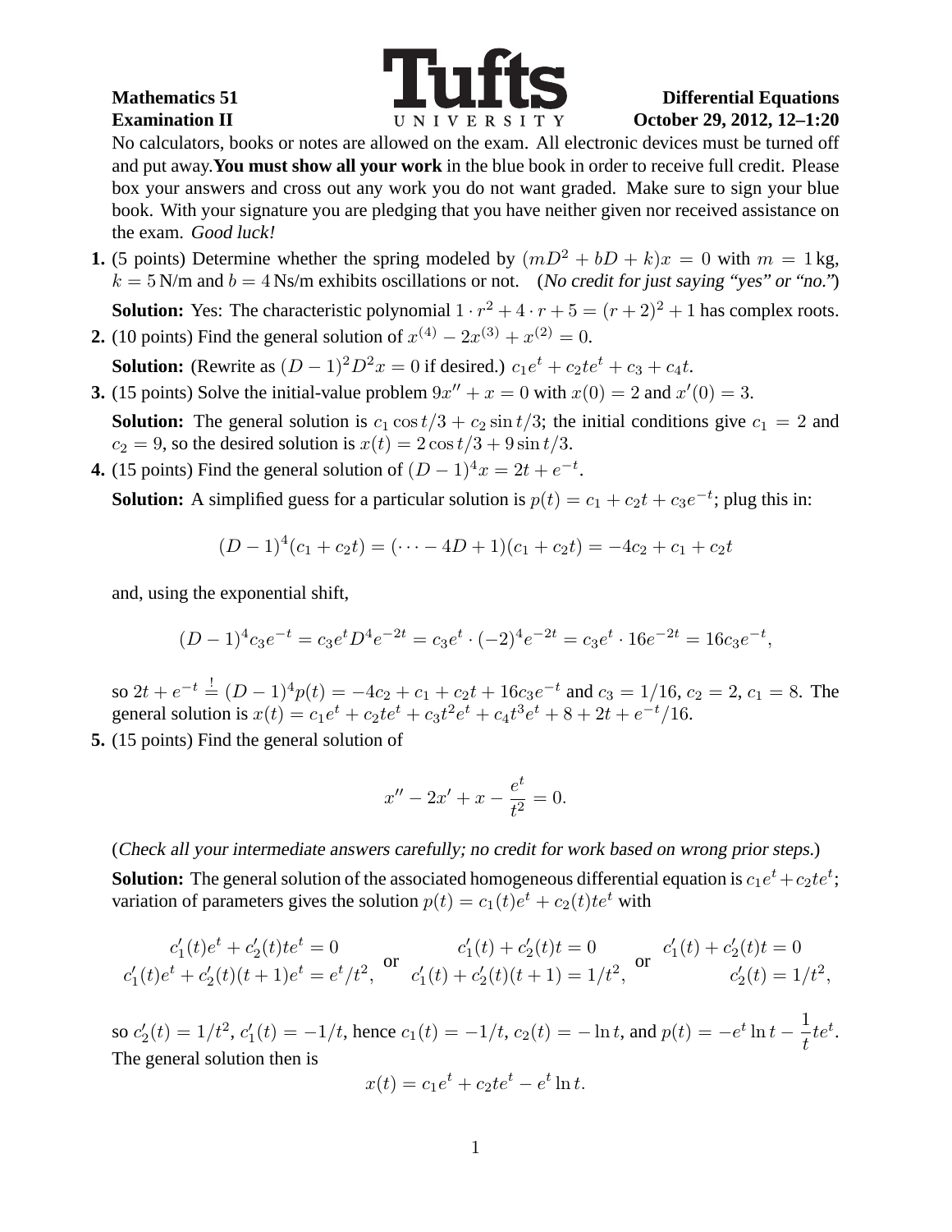**Mathematics 51** **Tufts University** **Differential Equations**
**Examination II** **October 29, 2012, 12–1:20**

No calculators, books or notes are allowed on the exam. All electronic devices must be turned off and put away. **You must show all your work** in the blue book in order to receive full credit. Please box your answers and cross out any work you do not want graded. Make sure to sign your blue book. With your signature you are pledging that you have neither given nor received assistance on the exam. *Good luck!*

**1.** (5 points) Determine whether the spring modeled by $(mD^2 + bD + k)x = 0$ with $m = 1\,\text{kg}$, $k = 5\,\text{N/m}$ and $b = 4\,\text{Ns/m}$ exhibits oscillations or not. (*No credit for just saying "yes" or "no."*)

**Solution:** Yes: The characteristic polynomial $1 \cdot r^2 + 4 \cdot r + 5 = (r+2)^2 + 1$ has complex roots.

**2.** (10 points) Find the general solution of $x^{(4)} - 2x^{(3)} + x^{(2)} = 0$.

**Solution:** (Rewrite as $(D-1)^2 D^2 x = 0$ if desired.) $c_1 e^t + c_2 t e^t + c_3 + c_4 t$.

**3.** (15 points) Solve the initial-value problem $9x'' + x = 0$ with $x(0) = 2$ and $x'(0) = 3$.

**Solution:** The general solution is $c_1 \cos t/3 + c_2 \sin t/3$; the initial conditions give $c_1 = 2$ and $c_2 = 9$, so the desired solution is $x(t) = 2\cos t/3 + 9 \sin t/3$.

**4.** (15 points) Find the general solution of $(D-1)^4 x = 2t + e^{-t}$.

**Solution:** A simplified guess for a particular solution is $p(t) = c_1 + c_2 t + c_3 e^{-t}$; plug this in:

$$(D-1)^4(c_1 + c_2 t) = (\cdots - 4D + 1)(c_1 + c_2 t) = -4c_2 + c_1 + c_2 t$$

and, using the exponential shift,

$$(D-1)^4 c_3 e^{-t} = c_3 e^t D^4 e^{-2t} = c_3 e^t \cdot (-2)^4 e^{-2t} = c_3 e^t \cdot 16 e^{-2t} = 16 c_3 e^{-t},$$

so $2t + e^{-t} \stackrel{!}{=} (D-1)^4 p(t) = -4c_2 + c_1 + c_2 t + 16 c_3 e^{-t}$ and $c_3 = 1/16$, $c_2 = 2$, $c_1 = 8$. The general solution is $x(t) = c_1 e^t + c_2 t e^t + c_3 t^2 e^t + c_4 t^3 e^t + 8 + 2t + e^{-t}/16$.

**5.** (15 points) Find the general solution of

$$x'' - 2x' + x - \frac{e^t}{t^2} = 0.$$

(*Check all your intermediate answers carefully; no credit for work based on wrong prior steps.*)

**Solution:** The general solution of the associated homogeneous differential equation is $c_1 e^t + c_2 t e^t$; variation of parameters gives the solution $p(t) = c_1(t) e^t + c_2(t) t e^t$ with

$$\begin{aligned} c_1'(t)e^t + c_2'(t)te^t &= 0 \\ c_1'(t)e^t + c_2'(t)(t+1)e^t &= e^t/t^2, \end{aligned} \quad \text{or} \quad \begin{aligned} c_1'(t) + c_2'(t)t &= 0 \\ c_1'(t) + c_2'(t)(t+1) &= 1/t^2, \end{aligned} \quad \text{or} \quad \begin{aligned} c_1'(t) + c_2'(t)t &= 0 \\ c_2'(t) &= 1/t^2, \end{aligned}$$

so $c_2'(t) = 1/t^2$, $c_1'(t) = -1/t$, hence $c_1(t) = -1/t$, $c_2(t) = -\ln t$, and $p(t) = -e^t \ln t - \dfrac{1}{t} t e^t$. The general solution then is

$$x(t) = c_1 e^t + c_2 t e^t - e^t \ln t.$$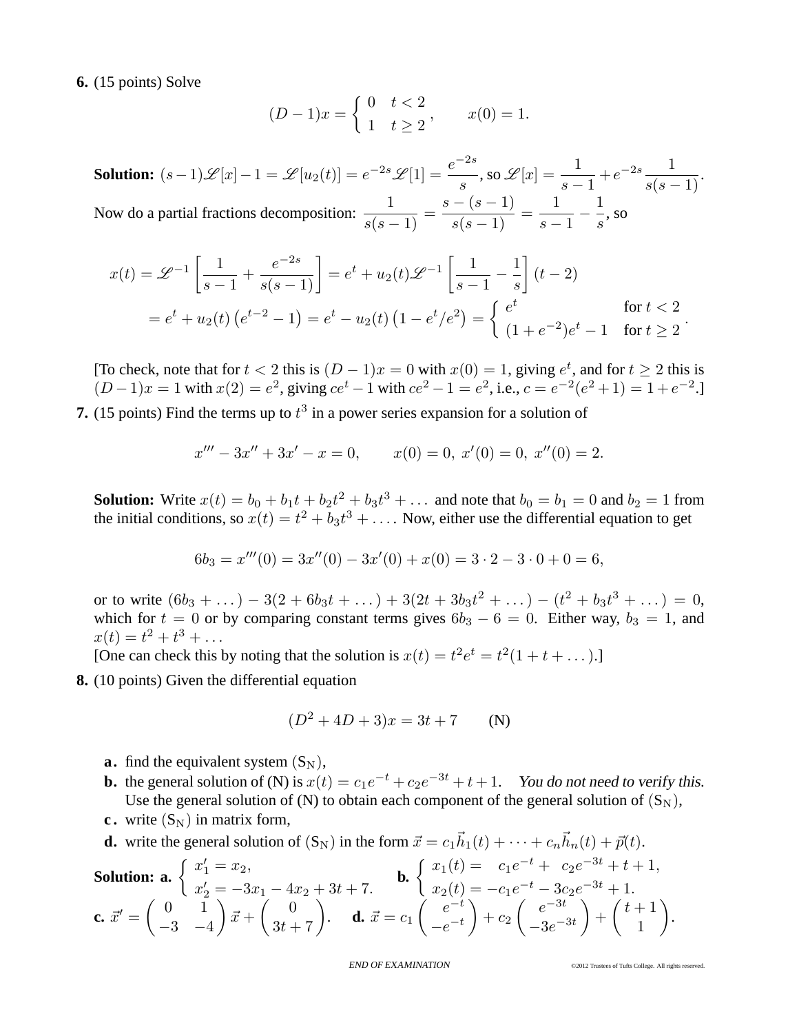**6.** (15 points) Solve

$$(D-1)x = \begin{cases} 0 & t < 2 \\ 1 & t \geq 2 \end{cases}, \qquad x(0) = 1.$$

**Solution:** $(s-1)\mathscr{L}[x] - 1 = \mathscr{L}[u_2(t)] = e^{-2s}\mathscr{L}[1] = \dfrac{e^{-2s}}{s}$, so $\mathscr{L}[x] = \dfrac{1}{s-1} + e^{-2s}\dfrac{1}{s(s-1)}$.

Now do a partial fractions decomposition: $\dfrac{1}{s(s-1)} = \dfrac{s-(s-1)}{s(s-1)} = \dfrac{1}{s-1} - \dfrac{1}{s}$, so

$$\begin{aligned} x(t) &= \mathscr{L}^{-1}\left[\frac{1}{s-1} + \frac{e^{-2s}}{s(s-1)}\right] = e^t + u_2(t)\mathscr{L}^{-1}\left[\frac{1}{s-1} - \frac{1}{s}\right](t-2) \\ &= e^t + u_2(t)\left(e^{t-2} - 1\right) = e^t - u_2(t)\left(1 - e^t/e^2\right) = \begin{cases} e^t & \text{for } t < 2 \\ (1+e^{-2})e^t - 1 & \text{for } t \geq 2 \end{cases}. \end{aligned}$$

[To check, note that for $t < 2$ this is $(D-1)x = 0$ with $x(0) = 1$, giving $e^t$, and for $t \geq 2$ this is $(D-1)x = 1$ with $x(2) = e^2$, giving $ce^t - 1$ with $ce^2 - 1 = e^2$, i.e., $c = e^{-2}(e^2+1) = 1 + e^{-2}$.]

**7.** (15 points) Find the terms up to $t^3$ in a power series expansion for a solution of

$$x''' - 3x'' + 3x' - x = 0, \qquad x(0) = 0,\ x'(0) = 0,\ x''(0) = 2.$$

**Solution:** Write $x(t) = b_0 + b_1 t + b_2 t^2 + b_3 t^3 + \ldots$ and note that $b_0 = b_1 = 0$ and $b_2 = 1$ from the initial conditions, so $x(t) = t^2 + b_3 t^3 + \ldots$. Now, either use the differential equation to get

$$6b_3 = x'''(0) = 3x''(0) - 3x'(0) + x(0) = 3 \cdot 2 - 3 \cdot 0 + 0 = 6,$$

or to write $(6b_3 + \ldots) - 3(2 + 6b_3 t + \ldots) + 3(2t + 3b_3 t^2 + \ldots) - (t^2 + b_3 t^3 + \ldots) = 0$, which for $t = 0$ or by comparing constant terms gives $6b_3 - 6 = 0$. Either way, $b_3 = 1$, and $x(t) = t^2 + t^3 + \ldots$

[One can check this by noting that the solution is $x(t) = t^2 e^t = t^2(1 + t + \ldots)$.]

**8.** (10 points) Given the differential equation

$$(D^2 + 4D + 3)x = 3t + 7 \qquad \text{(N)}$$

- **a.** find the equivalent system $(\mathrm{S_N})$,
- **b.** the general solution of (N) is $x(t) = c_1 e^{-t} + c_2 e^{-3t} + t + 1$. *You do not need to verify this.* Use the general solution of (N) to obtain each component of the general solution of $(\mathrm{S_N})$,
- **c.** write $(\mathrm{S_N})$ in matrix form,
- **d.** write the general solution of $(\mathrm{S_N})$ in the form $\vec{x} = c_1\vec{h}_1(t) + \cdots + c_n\vec{h}_n(t) + \vec{p}(t)$.

**Solution:** **a.** $\begin{cases} x_1' = x_2, \\ x_2' = -3x_1 - 4x_2 + 3t + 7. \end{cases}$ **b.** $\begin{cases} x_1(t) = \phantom{-}c_1 e^{-t} + \phantom{3}c_2 e^{-3t} + t + 1, \\ x_2(t) = -c_1 e^{-t} - 3c_2 e^{-3t} + 1. \end{cases}$

**c.** $\vec{x}' = \begin{pmatrix} 0 & 1 \\ -3 & -4 \end{pmatrix}\vec{x} + \begin{pmatrix} 0 \\ 3t+7 \end{pmatrix}$. **d.** $\vec{x} = c_1\begin{pmatrix} e^{-t} \\ -e^{-t} \end{pmatrix} + c_2\begin{pmatrix} e^{-3t} \\ -3e^{-3t} \end{pmatrix} + \begin{pmatrix} t+1 \\ 1 \end{pmatrix}$.

*END OF EXAMINATION*

©2012 Trustees of Tufts College. All rights reserved.